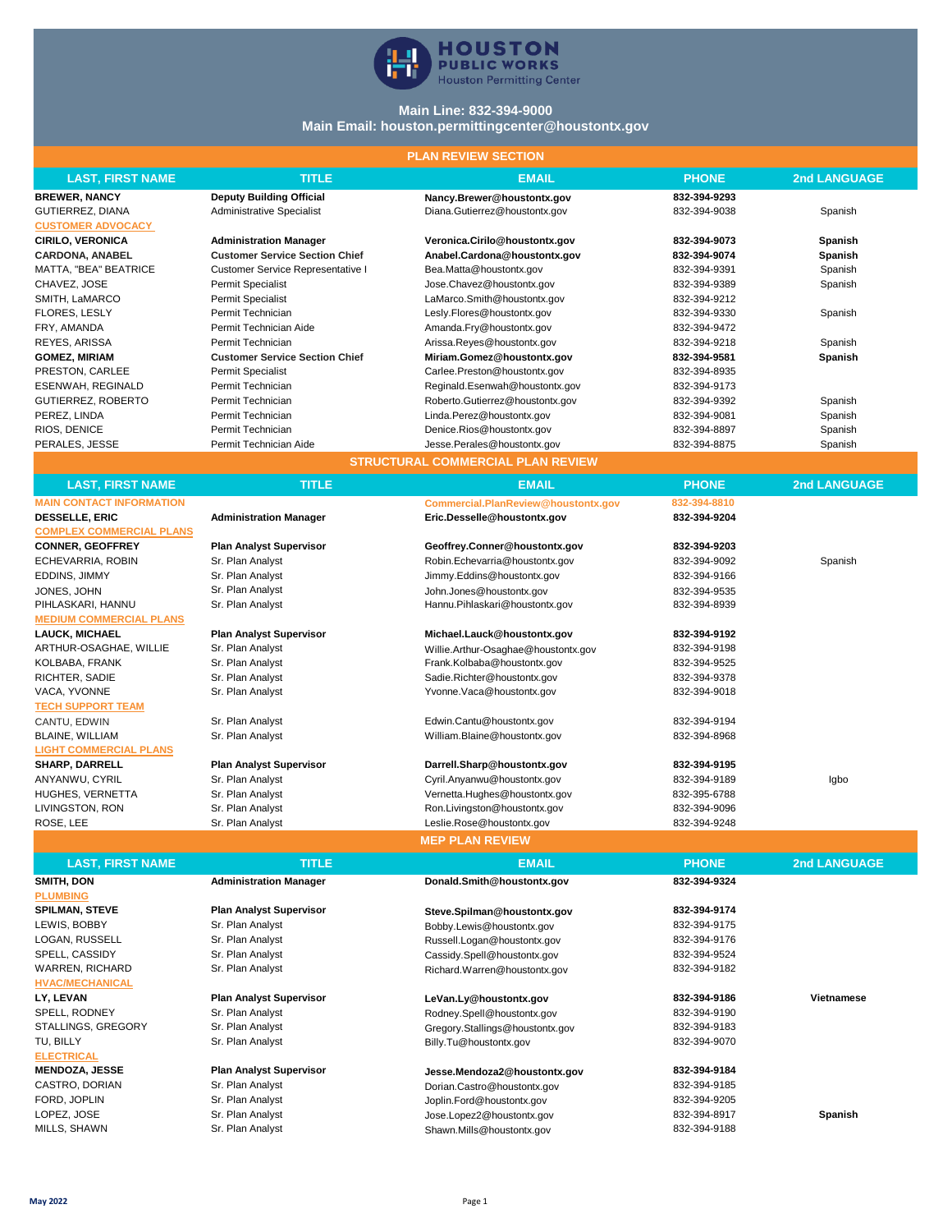# HOUSTON PUBLIC WORKS
Houston Permitting Center

**Main Line: 832-394-9000**
**Main Email: houston.permittingcenter@houstontx.gov**

## PLAN REVIEW SECTION

| LAST, FIRST NAME | TITLE | EMAIL | PHONE | 2nd LANGUAGE |
|---|---|---|---|---|
| **BREWER, NANCY** | **Deputy Building Official** | **Nancy.Brewer@houstontx.gov** | **832-394-9293** | |
| GUTIERREZ, DIANA | Administrative Specialist | Diana.Gutierrez@houstontx.gov | 832-394-9038 | Spanish |
| **CUSTOMER ADVOCACY** | | | | |
| **CIRILO, VERONICA** | **Administration Manager** | **Veronica.Cirilo@houstontx.gov** | **832-394-9073** | **Spanish** |
| **CARDONA, ANABEL** | **Customer Service Section Chief** | **Anabel.Cardona@houstontx.gov** | **832-394-9074** | **Spanish** |
| MATTA, "BEA" BEATRICE | Customer Service Representative I | Bea.Matta@houstontx.gov | 832-394-9391 | Spanish |
| CHAVEZ, JOSE | Permit Specialist | Jose.Chavez@houstontx.gov | 832-394-9389 | Spanish |
| SMITH, LaMARCO | Permit Specialist | LaMarco.Smith@houstontx.gov | 832-394-9212 | |
| FLORES, LESLY | Permit Technician | Lesly.Flores@houstontx.gov | 832-394-9330 | Spanish |
| FRY, AMANDA | Permit Technician Aide | Amanda.Fry@houstontx.gov | 832-394-9472 | |
| REYES, ARISSA | Permit Technician | Arissa.Reyes@houstontx.gov | 832-394-9218 | Spanish |
| **GOMEZ, MIRIAM** | **Customer Service Section Chief** | **Miriam.Gomez@houstontx.gov** | **832-394-9581** | **Spanish** |
| PRESTON, CARLEE | Permit Specialist | Carlee.Preston@houstontx.gov | 832-394-8935 | |
| ESENWAH, REGINALD | Permit Technician | Reginald.Esenwah@houstontx.gov | 832-394-9173 | |
| GUTIERREZ, ROBERTO | Permit Technician | Roberto.Gutierrez@houstontx.gov | 832-394-9392 | Spanish |
| PEREZ, LINDA | Permit Technician | Linda.Perez@houstontx.gov | 832-394-9081 | Spanish |
| RIOS, DENICE | Permit Technician | Denice.Rios@houstontx.gov | 832-394-8897 | Spanish |
| PERALES, JESSE | Permit Technician Aide | Jesse.Perales@houstontx.gov | 832-394-8875 | Spanish |

## STRUCTURAL COMMERCIAL PLAN REVIEW

| LAST, FIRST NAME | TITLE | EMAIL | PHONE | 2nd LANGUAGE |
|---|---|---|---|---|
| **MAIN CONTACT INFORMATION** | | **Commercial.PlanReview@houstontx.gov** | 832-394-8810 | |
| **DESSELLE, ERIC** | **Administration Manager** | **Eric.Desselle@houstontx.gov** | **832-394-9204** | |
| **COMPLEX COMMERCIAL PLANS** | | | | |
| **CONNER, GEOFFREY** | **Plan Analyst Supervisor** | **Geoffrey.Conner@houstontx.gov** | **832-394-9203** | |
| ECHEVARRIA, ROBIN | Sr. Plan Analyst | Robin.Echevarria@houstontx.gov | 832-394-9092 | Spanish |
| EDDINS, JIMMY | Sr. Plan Analyst | Jimmy.Eddins@houstontx.gov | 832-394-9166 | |
| JONES, JOHN | Sr. Plan Analyst | John.Jones@houstontx.gov | 832-394-9535 | |
| PIHLASKARI, HANNU | Sr. Plan Analyst | Hannu.Pihlaskari@houstontx.gov | 832-394-8939 | |
| **MEDIUM COMMERCIAL PLANS** | | | | |
| **LAUCK, MICHAEL** | **Plan Analyst Supervisor** | **Michael.Lauck@houstontx.gov** | **832-394-9192** | |
| ARTHUR-OSAGHAE, WILLIE | Sr. Plan Analyst | Willie.Arthur-Osaghae@houstontx.gov | 832-394-9198 | |
| KOLBABA, FRANK | Sr. Plan Analyst | Frank.Kolbaba@houstontx.gov | 832-394-9525 | |
| RICHTER, SADIE | Sr. Plan Analyst | Sadie.Richter@houstontx.gov | 832-394-9378 | |
| VACA, YVONNE | Sr. Plan Analyst | Yvonne.Vaca@houstontx.gov | 832-394-9018 | |
| **TECH SUPPORT TEAM** | | | | |
| CANTU, EDWIN | Sr. Plan Analyst | Edwin.Cantu@houstontx.gov | 832-394-9194 | |
| BLAINE, WILLIAM | Sr. Plan Analyst | William.Blaine@houstontx.gov | 832-394-8968 | |
| **LIGHT COMMERCIAL PLANS** | | | | |
| **SHARP, DARRELL** | **Plan Analyst Supervisor** | **Darrell.Sharp@houstontx.gov** | **832-394-9195** | |
| ANYANWU, CYRIL | Sr. Plan Analyst | Cyril.Anyanwu@houstontx.gov | 832-394-9189 | Igbo |
| HUGHES, VERNETTA | Sr. Plan Analyst | Vernetta.Hughes@houstontx.gov | 832-395-6788 | |
| LIVINGSTON, RON | Sr. Plan Analyst | Ron.Livingston@houstontx.gov | 832-394-9096 | |
| ROSE, LEE | Sr. Plan Analyst | Leslie.Rose@houstontx.gov | 832-394-9248 | |

## MEP PLAN REVIEW

| LAST, FIRST NAME | TITLE | EMAIL | PHONE | 2nd LANGUAGE |
|---|---|---|---|---|
| **SMITH, DON** | **Administration Manager** | **Donald.Smith@houstontx.gov** | **832-394-9324** | |
| **PLUMBING** | | | | |
| **SPILMAN, STEVE** | **Plan Analyst Supervisor** | **Steve.Spilman@houstontx.gov** | **832-394-9174** | |
| LEWIS, BOBBY | Sr. Plan Analyst | Bobby.Lewis@houstontx.gov | 832-394-9175 | |
| LOGAN, RUSSELL | Sr. Plan Analyst | Russell.Logan@houstontx.gov | 832-394-9176 | |
| SPELL, CASSIDY | Sr. Plan Analyst | Cassidy.Spell@houstontx.gov | 832-394-9524 | |
| WARREN, RICHARD | Sr. Plan Analyst | Richard.Warren@houstontx.gov | 832-394-9182 | |
| **HVAC/MECHANICAL** | | | | |
| **LY, LEVAN** | **Plan Analyst Supervisor** | **LeVan.Ly@houstontx.gov** | **832-394-9186** | **Vietnamese** |
| SPELL, RODNEY | Sr. Plan Analyst | Rodney.Spell@houstontx.gov | 832-394-9190 | |
| STALLINGS, GREGORY | Sr. Plan Analyst | Gregory.Stallings@houstontx.gov | 832-394-9183 | |
| TU, BILLY | Sr. Plan Analyst | Billy.Tu@houstontx.gov | 832-394-9070 | |
| **ELECTRICAL** | | | | |
| **MENDOZA, JESSE** | **Plan Analyst Supervisor** | **Jesse.Mendoza2@houstontx.gov** | **832-394-9184** | |
| CASTRO, DORIAN | Sr. Plan Analyst | Dorian.Castro@houstontx.gov | 832-394-9185 | |
| FORD, JOPLIN | Sr. Plan Analyst | Joplin.Ford@houstontx.gov | 832-394-9205 | |
| LOPEZ, JOSE | Sr. Plan Analyst | Jose.Lopez2@houstontx.gov | 832-394-8917 | **Spanish** |
| MILLS, SHAWN | Sr. Plan Analyst | Shawn.Mills@houstontx.gov | 832-394-9188 | |

May 2022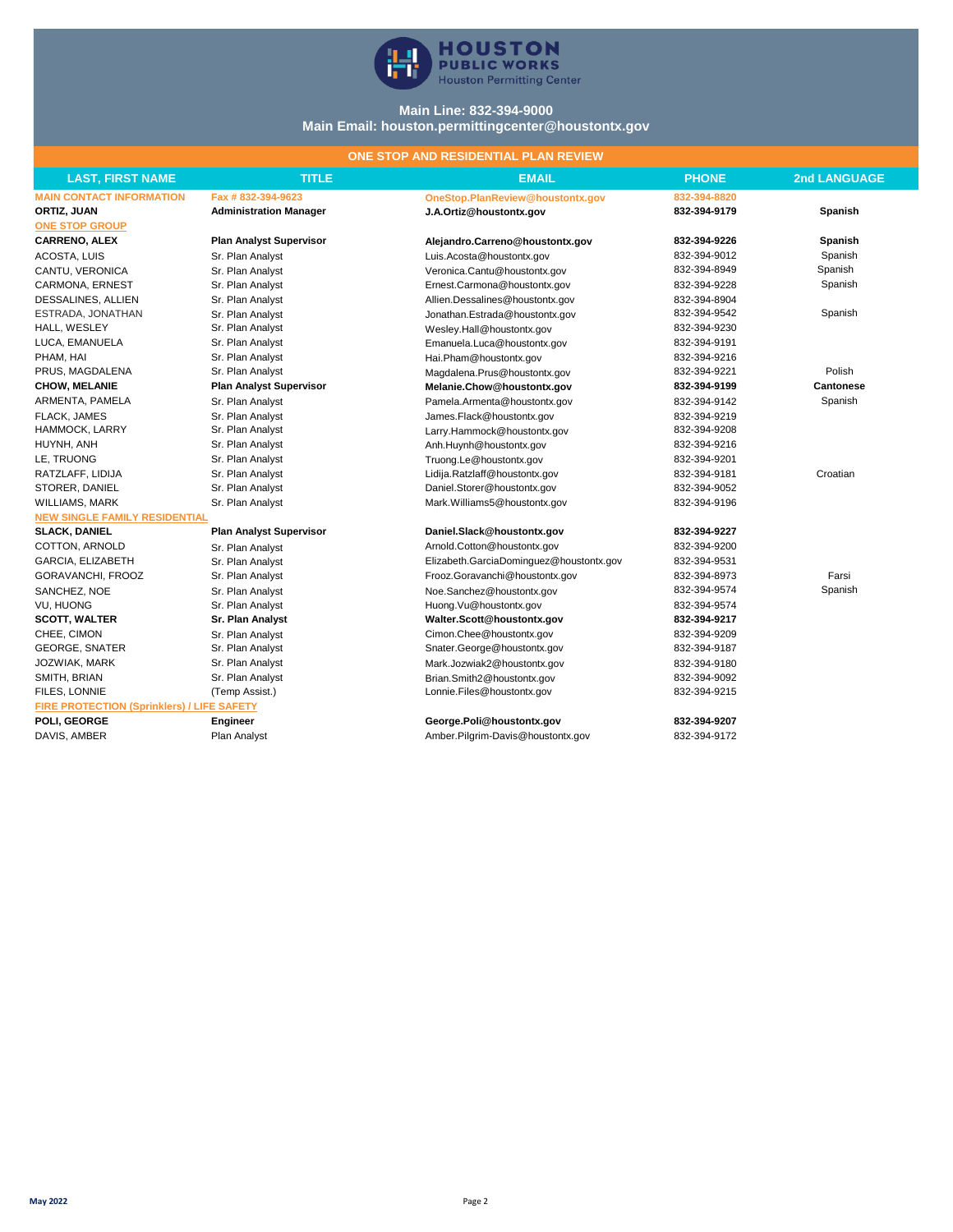**HOUSTON PUBLIC WORKS**
Houston Permitting Center

**Main Line: 832-394-9000**
**Main Email: houston.permittingcenter@houstontx.gov**

## ONE STOP AND RESIDENTIAL PLAN REVIEW

| LAST, FIRST NAME | TITLE | EMAIL | PHONE | 2nd LANGUAGE |
|---|---|---|---|---|
| MAIN CONTACT INFORMATION | Fax # 832-394-9623 | OneStop.PlanReview@houstontx.gov | 832-394-8820 | |
| **ORTIZ, JUAN** | **Administration Manager** | **J.A.Ortiz@houstontx.gov** | **832-394-9179** | **Spanish** |
| ONE STOP GROUP | | | | |
| **CARRENO, ALEX** | **Plan Analyst Supervisor** | **Alejandro.Carreno@houstontx.gov** | **832-394-9226** | **Spanish** |
| ACOSTA, LUIS | Sr. Plan Analyst | Luis.Acosta@houstontx.gov | 832-394-9012 | Spanish |
| CANTU, VERONICA | Sr. Plan Analyst | Veronica.Cantu@houstontx.gov | 832-394-8949 | Spanish |
| CARMONA, ERNEST | Sr. Plan Analyst | Ernest.Carmona@houstontx.gov | 832-394-9228 | Spanish |
| DESSALINES, ALLIEN | Sr. Plan Analyst | Allien.Dessalines@houstontx.gov | 832-394-8904 | |
| ESTRADA, JONATHAN | Sr. Plan Analyst | Jonathan.Estrada@houstontx.gov | 832-394-9542 | Spanish |
| HALL, WESLEY | Sr. Plan Analyst | Wesley.Hall@houstontx.gov | 832-394-9230 | |
| LUCA, EMANUELA | Sr. Plan Analyst | Emanuela.Luca@houstontx.gov | 832-394-9191 | |
| PHAM, HAI | Sr. Plan Analyst | Hai.Pham@houstontx.gov | 832-394-9216 | |
| PRUS, MAGDALENA | Sr. Plan Analyst | Magdalena.Prus@houstontx.gov | 832-394-9221 | Polish |
| **CHOW, MELANIE** | **Plan Analyst Supervisor** | **Melanie.Chow@houstontx.gov** | **832-394-9199** | **Cantonese** |
| ARMENTA, PAMELA | Sr. Plan Analyst | Pamela.Armenta@houstontx.gov | 832-394-9142 | Spanish |
| FLACK, JAMES | Sr. Plan Analyst | James.Flack@houstontx.gov | 832-394-9219 | |
| HAMMOCK, LARRY | Sr. Plan Analyst | Larry.Hammock@houstontx.gov | 832-394-9208 | |
| HUYNH, ANH | Sr. Plan Analyst | Anh.Huynh@houstontx.gov | 832-394-9216 | |
| LE, TRUONG | Sr. Plan Analyst | Truong.Le@houstontx.gov | 832-394-9201 | |
| RATZLAFF, LIDIJA | Sr. Plan Analyst | Lidija.Ratzlaff@houstontx.gov | 832-394-9181 | Croatian |
| STORER, DANIEL | Sr. Plan Analyst | Daniel.Storer@houstontx.gov | 832-394-9052 | |
| WILLIAMS, MARK | Sr. Plan Analyst | Mark.Williams5@houstontx.gov | 832-394-9196 | |
| NEW SINGLE FAMILY RESIDENTIAL | | | | |
| **SLACK, DANIEL** | **Plan Analyst Supervisor** | **Daniel.Slack@houstontx.gov** | **832-394-9227** | |
| COTTON, ARNOLD | Sr. Plan Analyst | Arnold.Cotton@houstontx.gov | 832-394-9200 | |
| GARCIA, ELIZABETH | Sr. Plan Analyst | Elizabeth.GarciaDominguez@houstontx.gov | 832-394-9531 | |
| GORAVANCHI, FROOZ | Sr. Plan Analyst | Frooz.Goravanchi@houstontx.gov | 832-394-8973 | Farsi |
| SANCHEZ, NOE | Sr. Plan Analyst | Noe.Sanchez@houstontx.gov | 832-394-9574 | Spanish |
| VU, HUONG | Sr. Plan Analyst | Huong.Vu@houstontx.gov | 832-394-9574 | |
| **SCOTT, WALTER** | **Sr. Plan Analyst** | **Walter.Scott@houstontx.gov** | **832-394-9217** | |
| CHEE, CIMON | Sr. Plan Analyst | Cimon.Chee@houstontx.gov | 832-394-9209 | |
| GEORGE, SNATER | Sr. Plan Analyst | Snater.George@houstontx.gov | 832-394-9187 | |
| JOZWIAK, MARK | Sr. Plan Analyst | Mark.Jozwiak2@houstontx.gov | 832-394-9180 | |
| SMITH, BRIAN | Sr. Plan Analyst | Brian.Smith2@houstontx.gov | 832-394-9092 | |
| FILES, LONNIE | (Temp Assist.) | Lonnie.Files@houstontx.gov | 832-394-9215 | |
| FIRE PROTECTION (Sprinklers) / LIFE SAFETY | | | | |
| **POLI, GEORGE** | **Engineer** | **George.Poli@houstontx.gov** | **832-394-9207** | |
| DAVIS, AMBER | Plan Analyst | Amber.Pilgrim-Davis@houstontx.gov | 832-394-9172 | |

May 2022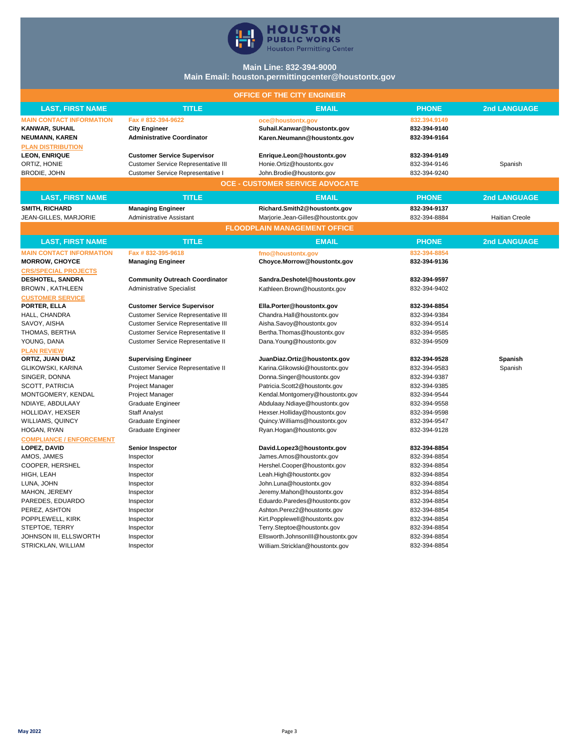# HOUSTON PUBLIC WORKS
Houston Permitting Center

**Main Line: 832-394-9000**
**Main Email: houston.permittingcenter@houstontx.gov**

## OFFICE OF THE CITY ENGINEER

| LAST, FIRST NAME | TITLE | EMAIL | PHONE | 2nd LANGUAGE |
|---|---|---|---|---|
| MAIN CONTACT INFORMATION | Fax # 832-394-9622 | oce@houstontx.gov | 832.394.9149 | |
| **KANWAR, SUHAIL** | **City Engineer** | **Suhail.Kanwar@houstontx.gov** | **832-394-9140** | |
| **NEUMANN, KAREN** | **Administrative Coordinator** | **Karen.Neumann@houstontx.gov** | **832-394-9164** | |
| PLAN DISTRIBUTION | | | | |
| **LEON, ENRIQUE** | **Customer Service Supervisor** | **Enrique.Leon@houstontx.gov** | **832-394-9149** | |
| ORTIZ, HONIE | Customer Service Representative III | Honie.Ortiz@houstontx.gov | 832-394-9146 | Spanish |
| BRODIE, JOHN | Customer Service Representative I | John.Brodie@houstontx.gov | 832-394-9240 | |

## OCE - CUSTOMER SERVICE ADVOCATE

| LAST, FIRST NAME | TITLE | EMAIL | PHONE | 2nd LANGUAGE |
|---|---|---|---|---|
| **SMITH, RICHARD** | **Managing Engineer** | **Richard.Smith2@houstontx.gov** | **832-394-9137** | |
| JEAN-GILLES, MARJORIE | Administrative Assistant | Marjorie.Jean-Gilles@houstontx.gov | 832-394-8884 | Haitian Creole |

## FLOODPLAIN MANAGEMENT OFFICE

| LAST, FIRST NAME | TITLE | EMAIL | PHONE | 2nd LANGUAGE |
|---|---|---|---|---|
| MAIN CONTACT INFORMATION | Fax # 832-395-9618 | fmo@houstontx.gov | 832-394-8854 | |
| **MORROW, CHOYCE** | **Managing Engineer** | **Choyce.Morrow@houstontx.gov** | **832-394-9136** | |
| CRS/SPECIAL PROJECTS | | | | |
| **DESHOTEL, SANDRA** | **Community Outreach Coordinator** | **Sandra.Deshotel@houstontx.gov** | **832-394-9597** | |
| BROWN , KATHLEEN | Administrative Specialist | Kathleen.Brown@houstontx.gov | 832-394-9402 | |
| CUSTOMER SERVICE | | | | |
| **PORTER, ELLA** | **Customer Service Supervisor** | **Ella.Porter@houstontx.gov** | **832-394-8854** | |
| HALL, CHANDRA | Customer Service Representative III | Chandra.Hall@houstontx.gov | 832-394-9384 | |
| SAVOY, AISHA | Customer Service Representative III | Aisha.Savoy@houstontx.gov | 832-394-9514 | |
| THOMAS, BERTHA | Customer Service Representative II | Bertha.Thomas@houstontx.gov | 832-394-9585 | |
| YOUNG, DANA | Customer Service Representative II | Dana.Young@houstontx.gov | 832-394-9509 | |
| PLAN REVIEW | | | | |
| **ORTIZ, JUAN DIAZ** | **Supervising Engineer** | **JuanDiaz.Ortiz@houstontx.gov** | **832-394-9528** | **Spanish** |
| GLIKOWSKI, KARINA | Customer Service Representative II | Karina.Glikowski@houstontx.gov | 832-394-9583 | Spanish |
| SINGER, DONNA | Project Manager | Donna.Singer@houstontx.gov | 832-394-9387 | |
| SCOTT, PATRICIA | Project Manager | Patricia.Scott2@houstontx.gov | 832-394-9385 | |
| MONTGOMERY, KENDAL | Project Manager | Kendal.Montgomery@houstontx.gov | 832-394-9544 | |
| NDIAYE, ABDULAAY | Graduate Engineer | Abdulaay.Ndiaye@houstontx.gov | 832-394-9558 | |
| HOLLIDAY, HEXSER | Staff Analyst | Hexser.Holliday@houstontx.gov | 832-394-9598 | |
| WILLIAMS, QUINCY | Graduate Engineer | Quincy.Williams@houstontx.gov | 832-394-9547 | |
| HOGAN, RYAN | Graduate Engineer | Ryan.Hogan@houstontx.gov | 832-394-9128 | |
| COMPLIANCE / ENFORCEMENT | | | | |
| **LOPEZ, DAVID** | **Senior Inspector** | **David.Lopez3@houstontx.gov** | **832-394-8854** | |
| AMOS, JAMES | Inspector | James.Amos@houstontx.gov | 832-394-8854 | |
| COOPER, HERSHEL | Inspector | Hershel.Cooper@houstontx.gov | 832-394-8854 | |
| HIGH, LEAH | Inspector | Leah.High@houstontx.gov | 832-394-8854 | |
| LUNA, JOHN | Inspector | John.Luna@houstontx.gov | 832-394-8854 | |
| MAHON, JEREMY | Inspector | Jeremy.Mahon@houstontx.gov | 832-394-8854 | |
| PAREDES, EDUARDO | Inspector | Eduardo.Paredes@houstontx.gov | 832-394-8854 | |
| PEREZ, ASHTON | Inspector | Ashton.Perez2@houstontx.gov | 832-394-8854 | |
| POPPLEWELL, KIRK | Inspector | Kirt.Popplewell@houstontx.gov | 832-394-8854 | |
| STEPTOE, TERRY | Inspector | Terry.Steptoe@houstontx.gov | 832-394-8854 | |
| JOHNSON III, ELLSWORTH | Inspector | Ellsworth.JohnsonIII@houstontx.gov | 832-394-8854 | |
| STRICKLAN, WILLIAM | Inspector | William.Stricklan@houstontx.gov | 832-394-8854 | |

May 2022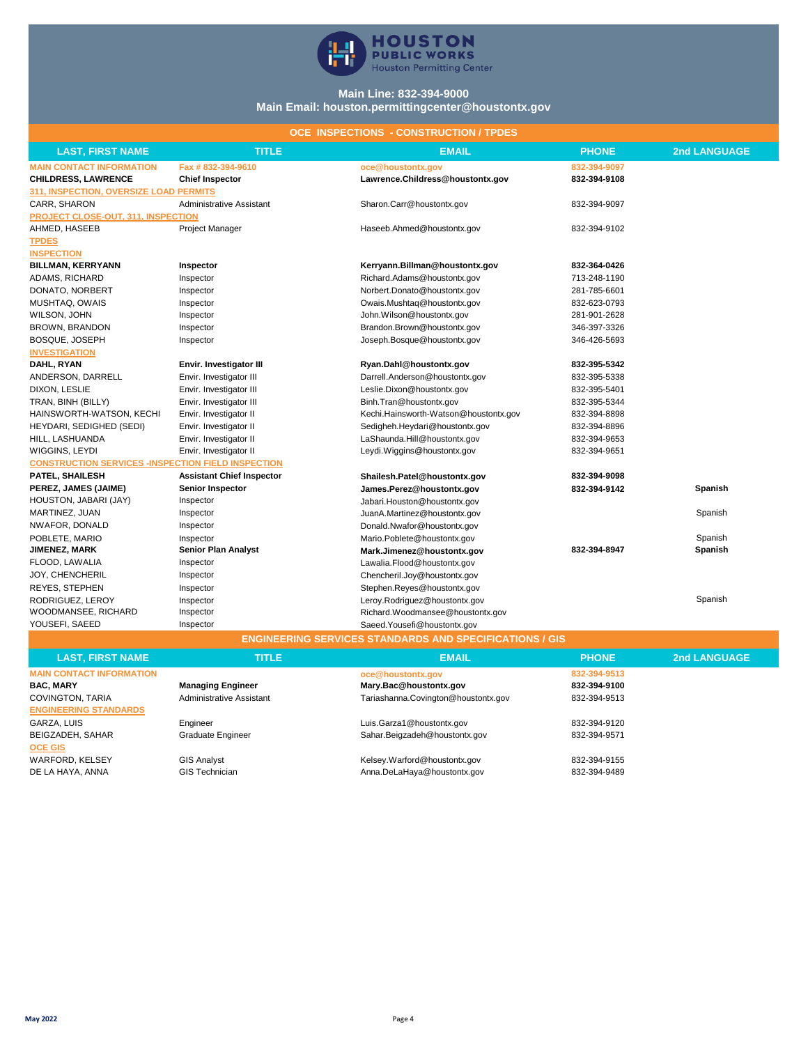# HOUSTON PUBLIC WORKS
Houston Permitting Center

**Main Line: 832-394-9000**
**Main Email: houston.permittingcenter@houstontx.gov**

## OCE INSPECTIONS - CONSTRUCTION / TPDES

| LAST, FIRST NAME | TITLE | EMAIL | PHONE | 2nd LANGUAGE |
|---|---|---|---|---|
| MAIN CONTACT INFORMATION | Fax # 832-394-9610 | oce@houstontx.gov | 832-394-9097 | |
| **CHILDRESS, LAWRENCE** | **Chief Inspector** | **Lawrence.Childress@houstontx.gov** | **832-394-9108** | |
| 311, INSPECTION, OVERSIZE LOAD PERMITS | | | | |
| CARR, SHARON | Administrative Assistant | Sharon.Carr@houstontx.gov | 832-394-9097 | |
| PROJECT CLOSE-OUT, 311, INSPECTION | | | | |
| AHMED, HASEEB | Project Manager | Haseeb.Ahmed@houstontx.gov | 832-394-9102 | |
| TPDES | | | | |
| INSPECTION | | | | |
| **BILLMAN, KERRYANN** | **Inspector** | **Kerryann.Billman@houstontx.gov** | **832-364-0426** | |
| ADAMS, RICHARD | Inspector | Richard.Adams@houstontx.gov | 713-248-1190 | |
| DONATO, NORBERT | Inspector | Norbert.Donato@houstontx.gov | 281-785-6601 | |
| MUSHTAQ, OWAIS | Inspector | Owais.Mushtaq@houstontx.gov | 832-623-0793 | |
| WILSON, JOHN | Inspector | John.Wilson@houstontx.gov | 281-901-2628 | |
| BROWN, BRANDON | Inspector | Brandon.Brown@houstontx.gov | 346-397-3326 | |
| BOSQUE, JOSEPH | Inspector | Joseph.Bosque@houstontx.gov | 346-426-5693 | |
| INVESTIGATION | | | | |
| **DAHL, RYAN** | **Envir. Investigator III** | **Ryan.Dahl@houstontx.gov** | **832-395-5342** | |
| ANDERSON, DARRELL | Envir. Investigator III | Darrell.Anderson@houstontx.gov | 832-395-5338 | |
| DIXON, LESLIE | Envir. Investigator III | Leslie.Dixon@houstontx.gov | 832-395-5401 | |
| TRAN, BINH (BILLY) | Envir. Investigator III | Binh.Tran@houstontx.gov | 832-395-5344 | |
| HAINSWORTH-WATSON, KECHI | Envir. Investigator II | Kechi.Hainsworth-Watson@houstontx.gov | 832-394-8898 | |
| HEYDARI, SEDIGHED (SEDI) | Envir. Investigator II | Sedigheh.Heydari@houstontx.gov | 832-394-8896 | |
| HILL, LASHUANDA | Envir. Investigator II | LaShaunda.Hill@houstontx.gov | 832-394-9653 | |
| WIGGINS, LEYDI | Envir. Investigator II | Leydi.Wiggins@houstontx.gov | 832-394-9651 | |
| CONSTRUCTION SERVICES -INSPECTION FIELD INSPECTION | | | | |
| **PATEL, SHAILESH** | **Assistant Chief Inspector** | **Shailesh.Patel@houstontx.gov** | **832-394-9098** | |
| **PEREZ, JAMES (JAIME)** | **Senior Inspector** | **James.Perez@houstontx.gov** | **832-394-9142** | **Spanish** |
| HOUSTON, JABARI (JAY) | Inspector | Jabari.Houston@houstontx.gov | | |
| MARTINEZ, JUAN | Inspector | JuanA.Martinez@houstontx.gov | | Spanish |
| NWAFOR, DONALD | Inspector | Donald.Nwafor@houstontx.gov | | |
| POBLETE, MARIO | Inspector | Mario.Poblete@houstontx.gov | | Spanish |
| **JIMENEZ, MARK** | **Senior Plan Analyst** | **Mark.Jimenez@houstontx.gov** | **832-394-8947** | **Spanish** |
| FLOOD, LAWALIA | Inspector | Lawalia.Flood@houstontx.gov | | |
| JOY, CHENCHERIL | Inspector | Chencheril.Joy@houstontx.gov | | |
| REYES, STEPHEN | Inspector | Stephen.Reyes@houstontx.gov | | |
| RODRIGUEZ, LEROY | Inspector | Leroy.Rodriguez@houstontx.gov | | Spanish |
| WOODMANSEE, RICHARD | Inspector | Richard.Woodmansee@houstontx.gov | | |
| YOUSEFI, SAEED | Inspector | Saeed.Yousefi@houstontx.gov | | |

## ENGINEERING SERVICES STANDARDS AND SPECIFICATIONS / GIS

| LAST, FIRST NAME | TITLE | EMAIL | PHONE | 2nd LANGUAGE |
|---|---|---|---|---|
| MAIN CONTACT INFORMATION | | oce@houstontx.gov | 832-394-9513 | |
| **BAC, MARY** | **Managing Engineer** | **Mary.Bac@houstontx.gov** | **832-394-9100** | |
| COVINGTON, TARIA | Administrative Assistant | Tariashanna.Covington@houstontx.gov | 832-394-9513 | |
| ENGINEERING STANDARDS | | | | |
| GARZA, LUIS | Engineer | Luis.Garza1@houstontx.gov | 832-394-9120 | |
| BEIGZADEH, SAHAR | Graduate Engineer | Sahar.Beigzadeh@houstontx.gov | 832-394-9571 | |
| OCE GIS | | | | |
| WARFORD, KELSEY | GIS Analyst | Kelsey.Warford@houstontx.gov | 832-394-9155 | |
| DE LA HAYA, ANNA | GIS Technician | Anna.DeLaHaya@houstontx.gov | 832-394-9489 | |

May 2022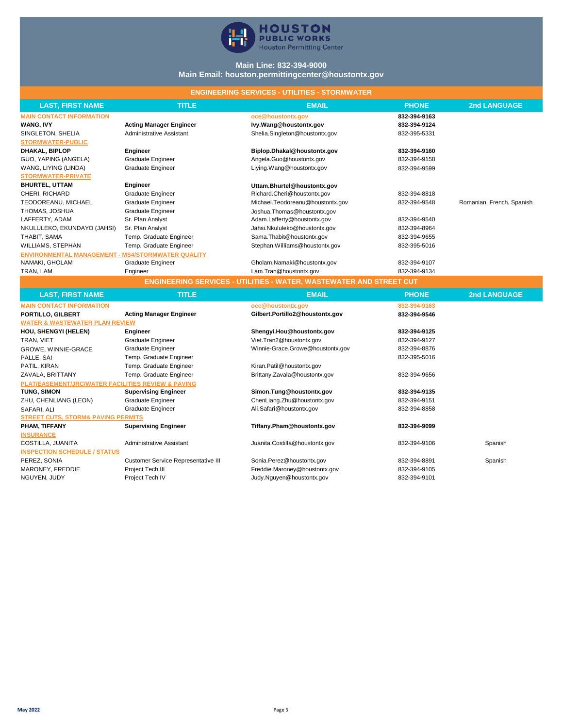# HOUSTON PUBLIC WORKS
Houston Permitting Center

**Main Line: 832-394-9000**
**Main Email: houston.permittingcenter@houstontx.gov**

## ENGINEERING SERVICES - UTILITIES - STORMWATER

| LAST, FIRST NAME | TITLE | EMAIL | PHONE | 2nd LANGUAGE |
|---|---|---|---|---|
| **MAIN CONTACT INFORMATION** | | **oce@houstontx.gov** | **832-394-9163** | |
| **WANG, IVY** | **Acting Manager Engineer** | **Ivy.Wang@houstontx.gov** | **832-394-9124** | |
| SINGLETON, SHELIA | Administrative Assistant | Shelia.Singleton@houstontx.gov | 832-395-5331 | |
| **STORMWATER-PUBLIC** | | | | |
| **DHAKAL, BIPLOP** | **Engineer** | **Biplop.Dhakal@houstontx.gov** | **832-394-9160** | |
| GUO, YAPING (ANGELA) | Graduate Engineer | Angela.Guo@houstontx.gov | 832-394-9158 | |
| WANG, LIYING (LINDA) | Graduate Engineer | Liying.Wang@houstontx.gov | 832-394-9599 | |
| **STORMWATER-PRIVATE** | | | | |
| **BHURTEL, UTTAM** | **Engineer** | **Uttam.Bhurtel@houstontx.gov** | | |
| CHERI, RICHARD | Graduate Engineer | Richard.Cheri@houstontx.gov | 832-394-8818 | |
| TEODOREANU, MICHAEL | Graduate Engineer | Michael.Teodoreanu@houstontx.gov | 832-394-9548 | Romanian, French, Spanish |
| THOMAS, JOSHUA | Graduate Engineer | Joshua.Thomas@houstontx.gov | | |
| LAFFERTY, ADAM | Sr. Plan Analyst | Adam.Lafferty@houstontx.gov | 832-394-9540 | |
| NKULULEKO, EKUNDAYO (JAHSI) | Sr. Plan Analyst | Jahsi.Nkululeko@houstontx.gov | 832-394-8964 | |
| THABIT, SAMA | Temp. Graduate Engineer | Sama.Thabit@houstontx.gov | 832-394-9655 | |
| WILLIAMS, STEPHAN | Temp. Graduate Engineer | Stephan.Williams@houstontx.gov | 832-395-5016 | |
| **ENVIRONMENTAL MANAGEMENT - MS4/STORMWATER QUALITY** | | | | |
| NAMAKI, GHOLAM | Graduate Engineer | Gholam.Namaki@houstontx.gov | 832-394-9107 | |
| TRAN, LAM | Engineer | Lam.Tran@houstontx.gov | 832-394-9134 | |

## ENGINEERING SERVICES - UTILITIES - WATER, WASTEWATER AND STREET CUT

| LAST, FIRST NAME | TITLE | EMAIL | PHONE | 2nd LANGUAGE |
|---|---|---|---|---|
| **MAIN CONTACT INFORMATION** | | **oce@houstontx.gov** | **832-394-9163** | |
| **PORTILLO, GILBERT** | **Acting Manager Engineer** | **Gilbert.Portillo2@houstontx.gov** | **832-394-9546** | |
| **WATER & WASTEWATER PLAN REVIEW** | | | | |
| **HOU, SHENGYI (HELEN)** | **Engineer** | **Shengyi.Hou@houstontx.gov** | **832-394-9125** | |
| TRAN, VIET | Graduate Engineer | Viet.Tran2@houstontx.gov | 832-394-9127 | |
| GROWE, WINNIE-GRACE | Graduate Engineer | Winnie-Grace.Growe@houstontx.gov | 832-394-8876 | |
| PALLE, SAI | Temp. Graduate Engineer | | 832-395-5016 | |
| PATIL, KIRAN | Temp. Graduate Engineer | Kiran.Patil@houstontx.gov | | |
| ZAVALA, BRITTANY | Temp. Graduate Engineer | Brittany.Zavala@houstontx.gov | 832-394-9656 | |
| **PLAT/EASEMENT/JRC/WATER FACILITIES REVIEW & PAVING** | | | | |
| **TUNG, SIMON** | **Supervising Engineer** | **Simon.Tung@houstontx.gov** | **832-394-9135** | |
| ZHU, CHENLIANG (LEON) | Graduate Engineer | ChenLiang.Zhu@houstontx.gov | 832-394-9151 | |
| SAFARI, ALI | Graduate Engineer | Ali.Safari@houstontx.gov | 832-394-8858 | |
| **STREET CUTS, STORM& PAVING PERMITS** | | | | |
| **PHAM, TIFFANY** | **Supervising Engineer** | **Tiffany.Pham@houstontx.gov** | **832-394-9099** | |
| **INSURANCE** | | | | |
| COSTILLA, JUANITA | Administrative Assistant | Juanita.Costilla@houstontx.gov | 832-394-9106 | Spanish |
| **INSPECTION SCHEDULE / STATUS** | | | | |
| PEREZ, SONIA | Customer Service Representative III | Sonia.Perez@houstontx.gov | 832-394-8891 | Spanish |
| MARONEY, FREDDIE | Project Tech III | Freddie.Maroney@houstontx.gov | 832-394-9105 | |
| NGUYEN, JUDY | Project Tech IV | Judy.Nguyen@houstontx.gov | 832-394-9101 | |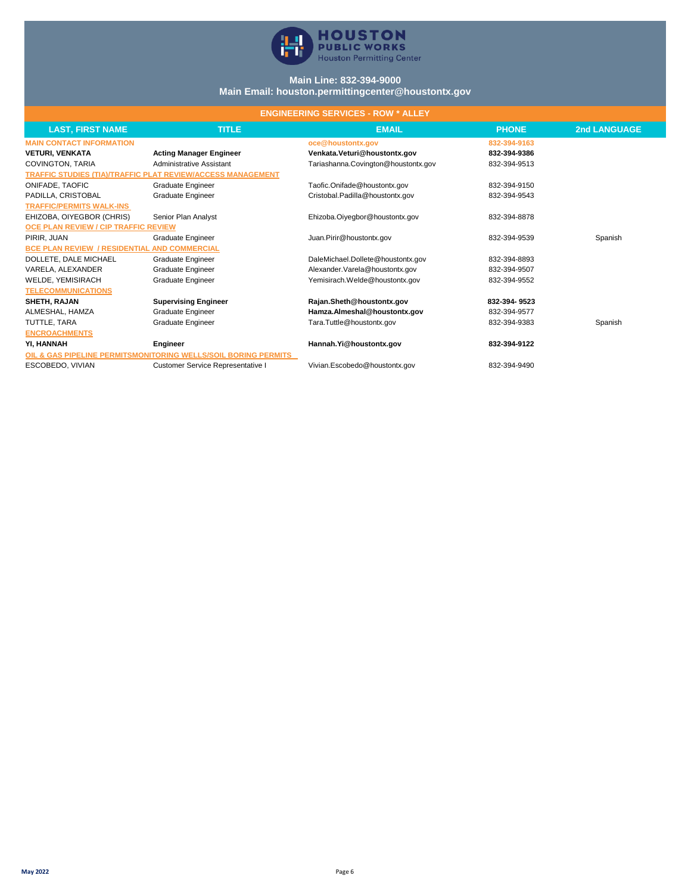# HOUSTON PUBLIC WORKS
Houston Permitting Center

**Main Line: 832-394-9000**
**Main Email: houston.permittingcenter@houstontx.gov**

## ENGINEERING SERVICES - ROW * ALLEY

| LAST, FIRST NAME | TITLE | EMAIL | PHONE | 2nd LANGUAGE |
|---|---|---|---|---|
| **MAIN CONTACT INFORMATION** | | **oce@houstontx.gov** | **832-394-9163** | |
| **VETURI, VENKATA** | **Acting Manager Engineer** | **Venkata.Veturi@houstontx.gov** | **832-394-9386** | |
| COVINGTON, TARIA | Administrative Assistant | Tariashanna.Covington@houstontx.gov | 832-394-9513 | |
| **TRAFFIC STUDIES (TIA)/TRAFFIC PLAT REVIEW/ACCESS MANAGEMENT** | | | | |
| ONIFADE, TAOFIC | Graduate Engineer | Taofic.Onifade@houstontx.gov | 832-394-9150 | |
| PADILLA, CRISTOBAL | Graduate Engineer | Cristobal.Padilla@houstontx.gov | 832-394-9543 | |
| **TRAFFIC/PERMITS WALK-INS** | | | | |
| EHIZOBA, OIYEGBOR (CHRIS) | Senior Plan Analyst | Ehizoba.Oiyegbor@houstontx.gov | 832-394-8878 | |
| **OCE PLAN REVIEW / CIP TRAFFIC REVIEW** | | | | |
| PIRIR, JUAN | Graduate Engineer | Juan.Pirir@houstontx.gov | 832-394-9539 | Spanish |
| **BCE PLAN REVIEW / RESIDENTIAL AND COMMERCIAL** | | | | |
| DOLLETE, DALE MICHAEL | Graduate Engineer | DaleMichael.Dollete@houstontx.gov | 832-394-8893 | |
| VARELA, ALEXANDER | Graduate Engineer | Alexander.Varela@houstontx.gov | 832-394-9507 | |
| WELDE, YEMISIRACH | Graduate Engineer | Yemisirach.Welde@houstontx.gov | 832-394-9552 | |
| **TELECOMMUNICATIONS** | | | | |
| **SHETH, RAJAN** | **Supervising Engineer** | **Rajan.Sheth@houstontx.gov** | **832-394- 9523** | |
| ALMESHAL, HAMZA | Graduate Engineer | **Hamza.Almeshal@houstontx.gov** | 832-394-9577 | |
| TUTTLE, TARA | Graduate Engineer | Tara.Tuttle@houstontx.gov | 832-394-9383 | Spanish |
| **ENCROACHMENTS** | | | | |
| **YI, HANNAH** | **Engineer** | **Hannah.Yi@houstontx.gov** | **832-394-9122** | |
| **OIL & GAS PIPELINE PERMITSMONITORING WELLS/SOIL BORING PERMITS** | | | | |
| ESCOBEDO, VIVIAN | Customer Service Representative I | Vivian.Escobedo@houstontx.gov | 832-394-9490 | |

May 2022